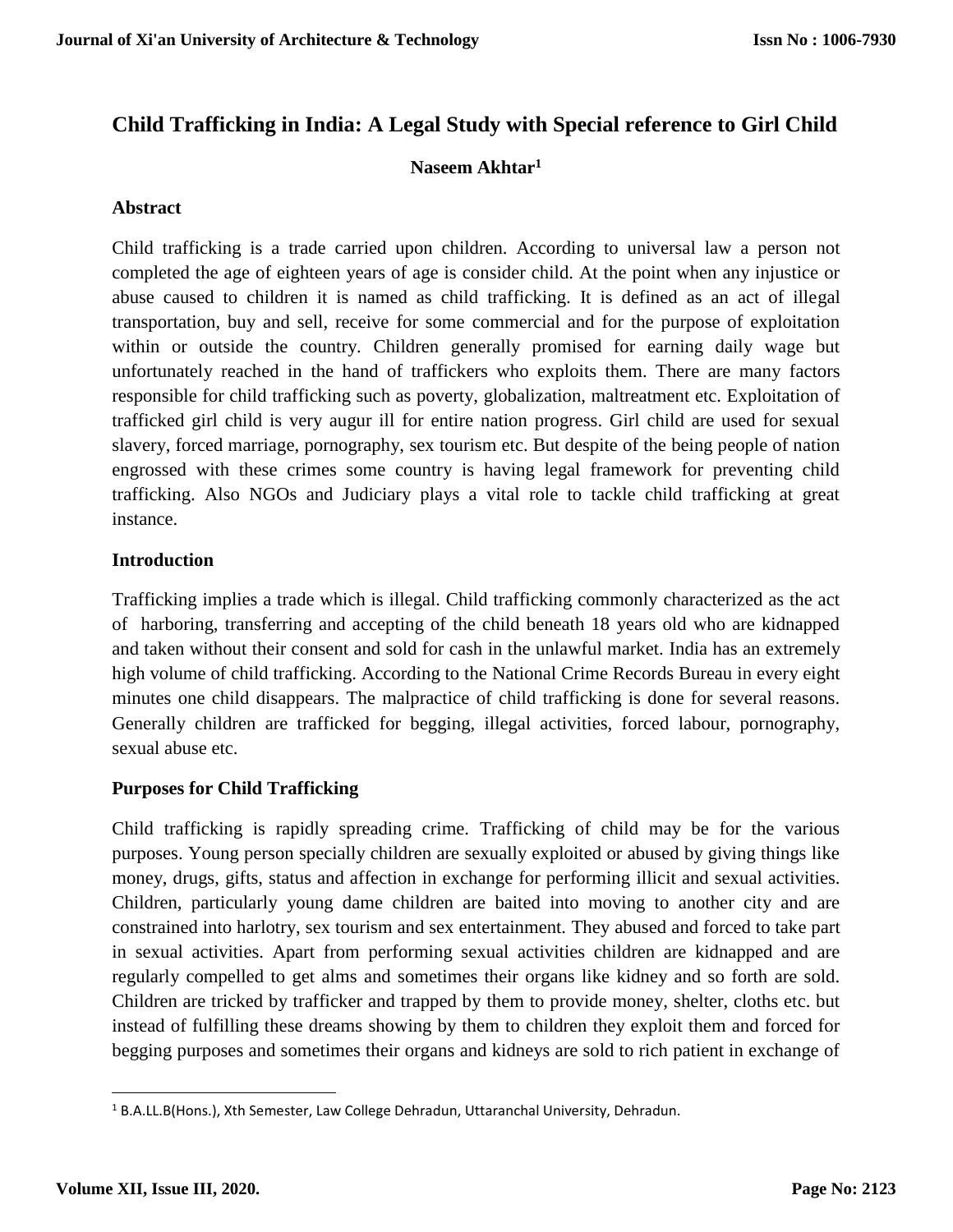# Child Trafficking in India: A Legal Study with Special reference to Girl Child

**Naseem Akhtar[1]**

## Abstract

Child trafficking is a trade carried upon children. According to universal law a person not completed the age of eighteen years of age is consider child. At the point when any injustice or abuse caused to children it is named as child trafficking. It is defined as an act of illegal transportation, buy and sell, receive for some commercial and for the purpose of exploitation within or outside the country. Children generally promised for earning daily wage but unfortunately reached in the hand of traffickers who exploits them. There are many factors responsible for child trafficking such as poverty, globalization, maltreatment etc. Exploitation of trafficked girl child is very augur ill for entire nation progress. Girl child are used for sexual slavery, forced marriage, pornography, sex tourism etc. But despite of the being people of nation engrossed with these crimes some country is having legal framework for preventing child trafficking. Also NGOs and Judiciary plays a vital role to tackle child trafficking at great instance.

## Introduction

Trafficking implies a trade which is illegal. Child trafficking commonly characterized as the act of harboring, transferring and accepting of the child beneath 18 years old who are kidnapped and taken without their consent and sold for cash in the unlawful market. India has an extremely high volume of child trafficking. According to the National Crime Records Bureau in every eight minutes one child disappears. The malpractice of child trafficking is done for several reasons. Generally children are trafficked for begging, illegal activities, forced labour, pornography, sexual abuse etc.

## Purposes for Child Trafficking

Child trafficking is rapidly spreading crime. Trafficking of child may be for the various purposes. Young person specially children are sexually exploited or abused by giving things like money, drugs, gifts, status and affection in exchange for performing illicit and sexual activities. Children, particularly young dame children are baited into moving to another city and are constrained into harlotry, sex tourism and sex entertainment. They abused and forced to take part in sexual activities. Apart from performing sexual activities children are kidnapped and are regularly compelled to get alms and sometimes their organs like kidney and so forth are sold. Children are tricked by trafficker and trapped by them to provide money, shelter, cloths etc. but instead of fulfilling these dreams showing by them to children they exploit them and forced for begging purposes and sometimes their organs and kidneys are sold to rich patient in exchange of

---

[1] B.A.LL.B(Hons.), Xth Semester, Law College Dehradun, Uttaranchal University, Dehradun.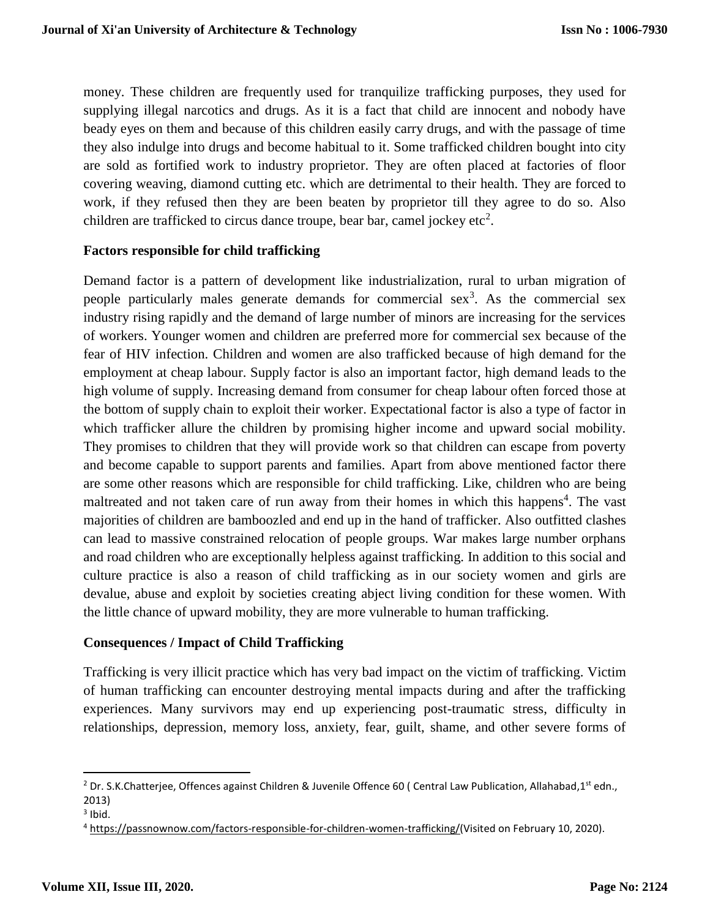money. These children are frequently used for tranquilize trafficking purposes, they used for supplying illegal narcotics and drugs. As it is a fact that child are innocent and nobody have beady eyes on them and because of this children easily carry drugs, and with the passage of time they also indulge into drugs and become habitual to it. Some trafficked children bought into city are sold as fortified work to industry proprietor. They are often placed at factories of floor covering weaving, diamond cutting etc. which are detrimental to their health. They are forced to work, if they refused then they are been beaten by proprietor till they agree to do so. Also children are trafficked to circus dance troupe, bear bar, camel jockey etc[2].

**Factors responsible for child trafficking**

Demand factor is a pattern of development like industrialization, rural to urban migration of people particularly males generate demands for commercial sex[3]. As the commercial sex industry rising rapidly and the demand of large number of minors are increasing for the services of workers. Younger women and children are preferred more for commercial sex because of the fear of HIV infection. Children and women are also trafficked because of high demand for the employment at cheap labour. Supply factor is also an important factor, high demand leads to the high volume of supply. Increasing demand from consumer for cheap labour often forced those at the bottom of supply chain to exploit their worker. Expectational factor is also a type of factor in which trafficker allure the children by promising higher income and upward social mobility. They promises to children that they will provide work so that children can escape from poverty and become capable to support parents and families. Apart from above mentioned factor there are some other reasons which are responsible for child trafficking. Like, children who are being maltreated and not taken care of run away from their homes in which this happens[4]. The vast majorities of children are bamboozled and end up in the hand of trafficker. Also outfitted clashes can lead to massive constrained relocation of people groups. War makes large number orphans and road children who are exceptionally helpless against trafficking. In addition to this social and culture practice is also a reason of child trafficking as in our society women and girls are devalue, abuse and exploit by societies creating abject living condition for these women. With the little chance of upward mobility, they are more vulnerable to human trafficking.

**Consequences / Impact of Child Trafficking**

Trafficking is very illicit practice which has very bad impact on the victim of trafficking. Victim of human trafficking can encounter destroying mental impacts during and after the trafficking experiences. Many survivors may end up experiencing post-traumatic stress, difficulty in relationships, depression, memory loss, anxiety, fear, guilt, shame, and other severe forms of

---

[2] Dr. S.K.Chatterjee, Offences against Children & Juvenile Offence 60 ( Central Law Publication, Allahabad,1st edn., 2013)

[3] Ibid.

[4] https://passnownow.com/factors-responsible-for-children-women-trafficking/(Visited on February 10, 2020).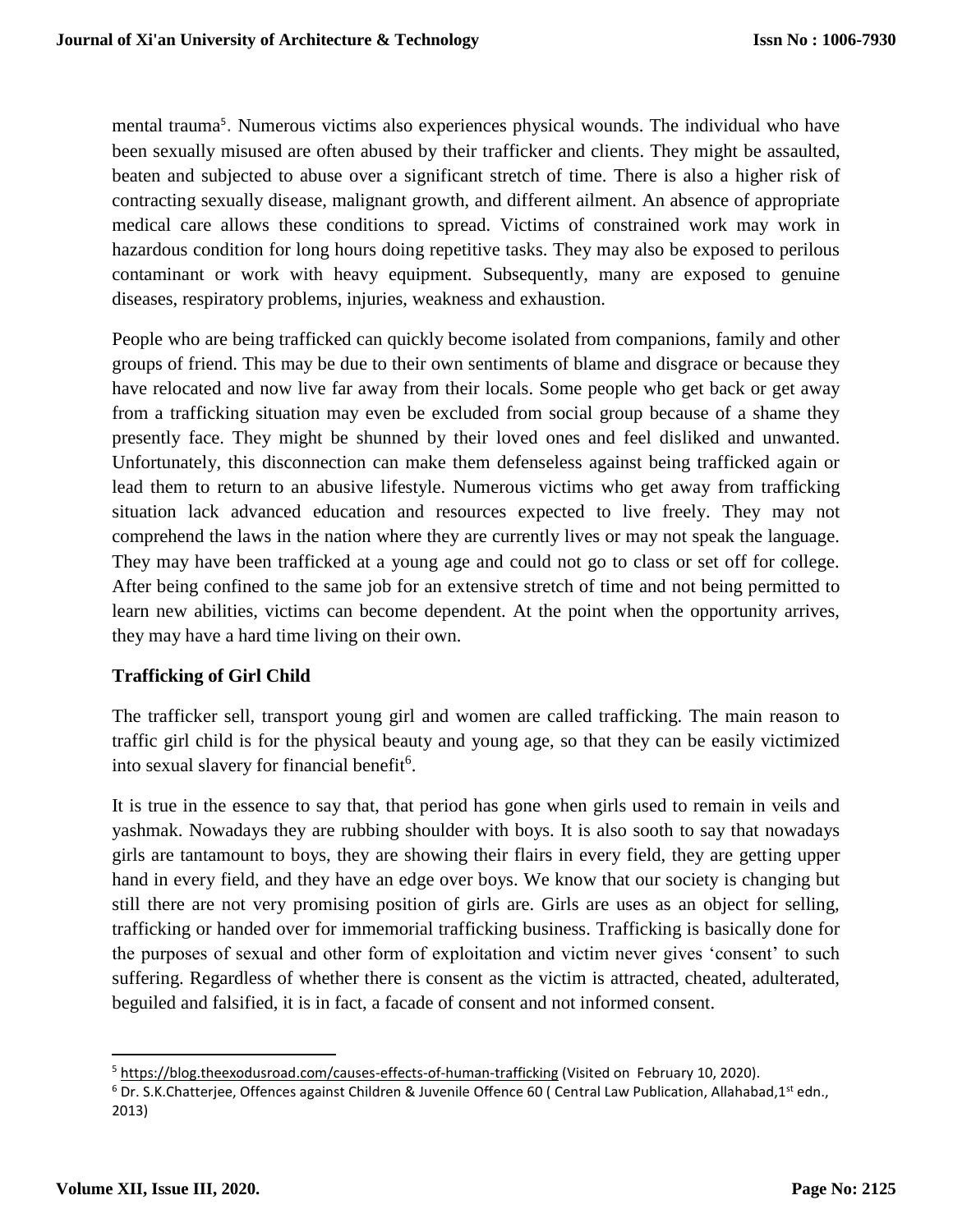mental trauma[5]. Numerous victims also experiences physical wounds. The individual who have been sexually misused are often abused by their trafficker and clients. They might be assaulted, beaten and subjected to abuse over a significant stretch of time. There is also a higher risk of contracting sexually disease, malignant growth, and different ailment. An absence of appropriate medical care allows these conditions to spread. Victims of constrained work may work in hazardous condition for long hours doing repetitive tasks. They may also be exposed to perilous contaminant or work with heavy equipment. Subsequently, many are exposed to genuine diseases, respiratory problems, injuries, weakness and exhaustion.

People who are being trafficked can quickly become isolated from companions, family and other groups of friend. This may be due to their own sentiments of blame and disgrace or because they have relocated and now live far away from their locals. Some people who get back or get away from a trafficking situation may even be excluded from social group because of a shame they presently face. They might be shunned by their loved ones and feel disliked and unwanted. Unfortunately, this disconnection can make them defenseless against being trafficked again or lead them to return to an abusive lifestyle. Numerous victims who get away from trafficking situation lack advanced education and resources expected to live freely. They may not comprehend the laws in the nation where they are currently lives or may not speak the language. They may have been trafficked at a young age and could not go to class or set off for college. After being confined to the same job for an extensive stretch of time and not being permitted to learn new abilities, victims can become dependent. At the point when the opportunity arrives, they may have a hard time living on their own.

## Trafficking of Girl Child

The trafficker sell, transport young girl and women are called trafficking. The main reason to traffic girl child is for the physical beauty and young age, so that they can be easily victimized into sexual slavery for financial benefit[6].

It is true in the essence to say that, that period has gone when girls used to remain in veils and yashmak. Nowadays they are rubbing shoulder with boys. It is also sooth to say that nowadays girls are tantamount to boys, they are showing their flairs in every field, they are getting upper hand in every field, and they have an edge over boys. We know that our society is changing but still there are not very promising position of girls are. Girls are uses as an object for selling, trafficking or handed over for immemorial trafficking business. Trafficking is basically done for the purposes of sexual and other form of exploitation and victim never gives 'consent' to such suffering. Regardless of whether there is consent as the victim is attracted, cheated, adulterated, beguiled and falsified, it is in fact, a facade of consent and not informed consent.

---

[5] https://blog.theexodusroad.com/causes-effects-of-human-trafficking (Visited on February 10, 2020).

[6] Dr. S.K.Chatterjee, Offences against Children & Juvenile Offence 60 ( Central Law Publication, Allahabad,1st edn., 2013)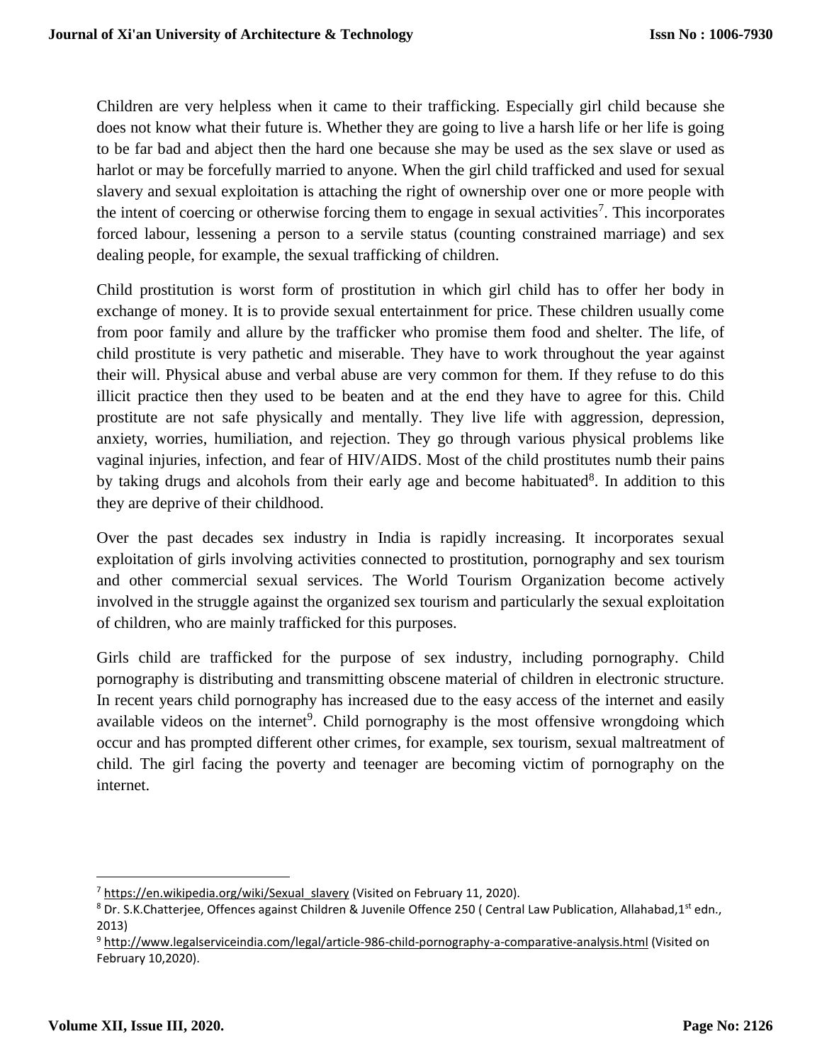Children are very helpless when it came to their trafficking. Especially girl child because she does not know what their future is. Whether they are going to live a harsh life or her life is going to be far bad and abject then the hard one because she may be used as the sex slave or used as harlot or may be forcefully married to anyone. When the girl child trafficked and used for sexual slavery and sexual exploitation is attaching the right of ownership over one or more people with the intent of coercing or otherwise forcing them to engage in sexual activities[7]. This incorporates forced labour, lessening a person to a servile status (counting constrained marriage) and sex dealing people, for example, the sexual trafficking of children.

Child prostitution is worst form of prostitution in which girl child has to offer her body in exchange of money. It is to provide sexual entertainment for price. These children usually come from poor family and allure by the trafficker who promise them food and shelter. The life, of child prostitute is very pathetic and miserable. They have to work throughout the year against their will. Physical abuse and verbal abuse are very common for them. If they refuse to do this illicit practice then they used to be beaten and at the end they have to agree for this. Child prostitute are not safe physically and mentally. They live life with aggression, depression, anxiety, worries, humiliation, and rejection. They go through various physical problems like vaginal injuries, infection, and fear of HIV/AIDS. Most of the child prostitutes numb their pains by taking drugs and alcohols from their early age and become habituated[8]. In addition to this they are deprive of their childhood.

Over the past decades sex industry in India is rapidly increasing. It incorporates sexual exploitation of girls involving activities connected to prostitution, pornography and sex tourism and other commercial sexual services. The World Tourism Organization become actively involved in the struggle against the organized sex tourism and particularly the sexual exploitation of children, who are mainly trafficked for this purposes.

Girls child are trafficked for the purpose of sex industry, including pornography. Child pornography is distributing and transmitting obscene material of children in electronic structure. In recent years child pornography has increased due to the easy access of the internet and easily available videos on the internet[9]. Child pornography is the most offensive wrongdoing which occur and has prompted different other crimes, for example, sex tourism, sexual maltreatment of child. The girl facing the poverty and teenager are becoming victim of pornography on the internet.

---

[7] https://en.wikipedia.org/wiki/Sexual_slavery (Visited on February 11, 2020).

[8] Dr. S.K.Chatterjee, Offences against Children & Juvenile Offence 250 ( Central Law Publication, Allahabad,1st edn., 2013)

[9] http://www.legalserviceindia.com/legal/article-986-child-pornography-a-comparative-analysis.html (Visited on February 10,2020).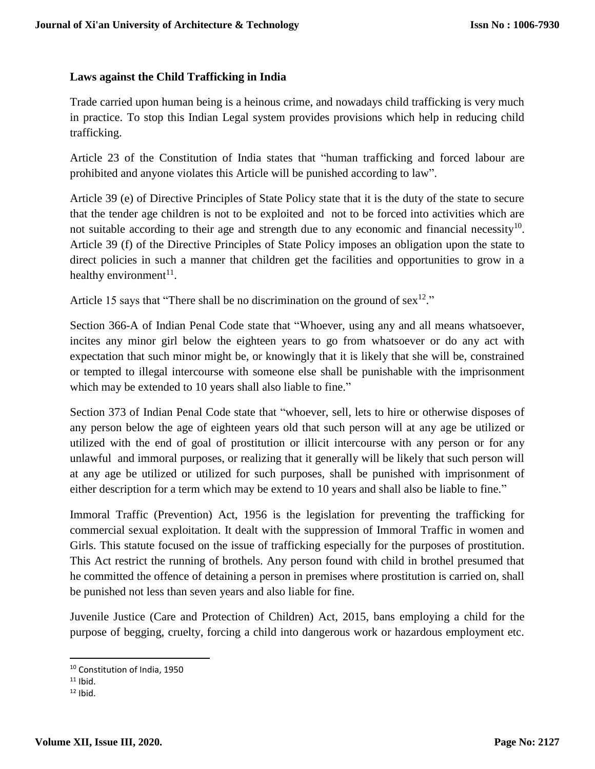### Laws against the Child Trafficking in India

Trade carried upon human being is a heinous crime, and nowadays child trafficking is very much in practice. To stop this Indian Legal system provides provisions which help in reducing child trafficking.

Article 23 of the Constitution of India states that "human trafficking and forced labour are prohibited and anyone violates this Article will be punished according to law".

Article 39 (e) of Directive Principles of State Policy state that it is the duty of the state to secure that the tender age children is not to be exploited and not to be forced into activities which are not suitable according to their age and strength due to any economic and financial necessity[10]. Article 39 (f) of the Directive Principles of State Policy imposes an obligation upon the state to direct policies in such a manner that children get the facilities and opportunities to grow in a healthy environment[11].

Article 15 says that "There shall be no discrimination on the ground of sex[12]."

Section 366-A of Indian Penal Code state that "Whoever, using any and all means whatsoever, incites any minor girl below the eighteen years to go from whatsoever or do any act with expectation that such minor might be, or knowingly that it is likely that she will be, constrained or tempted to illegal intercourse with someone else shall be punishable with the imprisonment which may be extended to 10 years shall also liable to fine."

Section 373 of Indian Penal Code state that "whoever, sell, lets to hire or otherwise disposes of any person below the age of eighteen years old that such person will at any age be utilized or utilized with the end of goal of prostitution or illicit intercourse with any person or for any unlawful and immoral purposes, or realizing that it generally will be likely that such person will at any age be utilized or utilized for such purposes, shall be punished with imprisonment of either description for a term which may be extend to 10 years and shall also be liable to fine."

Immoral Traffic (Prevention) Act, 1956 is the legislation for preventing the trafficking for commercial sexual exploitation. It dealt with the suppression of Immoral Traffic in women and Girls. This statute focused on the issue of trafficking especially for the purposes of prostitution. This Act restrict the running of brothels. Any person found with child in brothel presumed that he committed the offence of detaining a person in premises where prostitution is carried on, shall be punished not less than seven years and also liable for fine.

Juvenile Justice (Care and Protection of Children) Act, 2015, bans employing a child for the purpose of begging, cruelty, forcing a child into dangerous work or hazardous employment etc.

---

[10] Constitution of India, 1950

[11] Ibid.

[12] Ibid.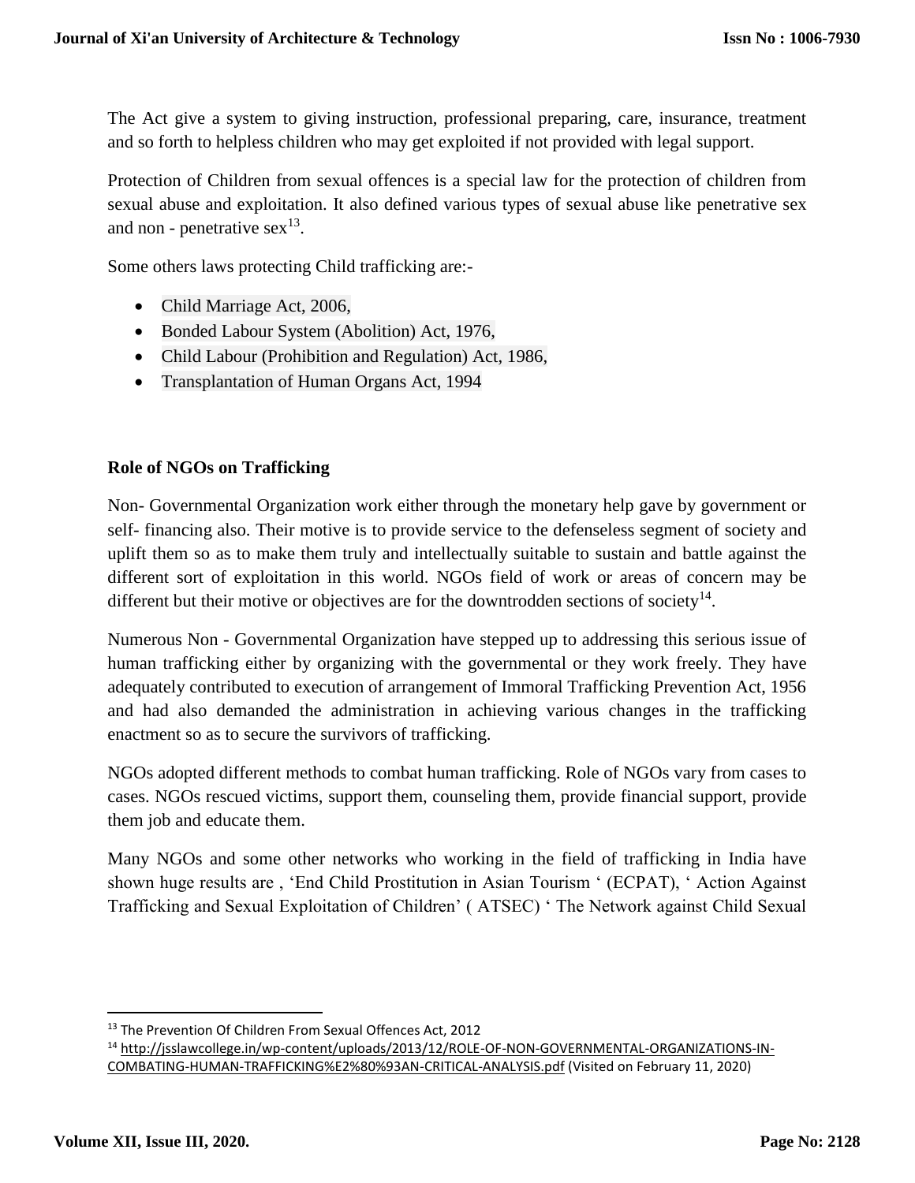The Act give a system to giving instruction, professional preparing, care, insurance, treatment and so forth to helpless children who may get exploited if not provided with legal support.

Protection of Children from sexual offences is a special law for the protection of children from sexual abuse and exploitation. It also defined various types of sexual abuse like penetrative sex and non - penetrative sex[13].

Some others laws protecting Child trafficking are:-

- Child Marriage Act, 2006,
- Bonded Labour System (Abolition) Act, 1976,
- Child Labour (Prohibition and Regulation) Act, 1986,
- Transplantation of Human Organs Act, 1994

**Role of NGOs on Trafficking**

Non- Governmental Organization work either through the monetary help gave by government or self- financing also. Their motive is to provide service to the defenseless segment of society and uplift them so as to make them truly and intellectually suitable to sustain and battle against the different sort of exploitation in this world. NGOs field of work or areas of concern may be different but their motive or objectives are for the downtrodden sections of society[14].

Numerous Non - Governmental Organization have stepped up to addressing this serious issue of human trafficking either by organizing with the governmental or they work freely. They have adequately contributed to execution of arrangement of Immoral Trafficking Prevention Act, 1956 and had also demanded the administration in achieving various changes in the trafficking enactment so as to secure the survivors of trafficking.

NGOs adopted different methods to combat human trafficking. Role of NGOs vary from cases to cases. NGOs rescued victims, support them, counseling them, provide financial support, provide them job and educate them.

Many NGOs and some other networks who working in the field of trafficking in India have shown huge results are , 'End Child Prostitution in Asian Tourism ' (ECPAT), ' Action Against Trafficking and Sexual Exploitation of Children' ( ATSEC) ' The Network against Child Sexual

---

[13] The Prevention Of Children From Sexual Offences Act, 2012

[14] http://jsslawcollege.in/wp-content/uploads/2013/12/ROLE-OF-NON-GOVERNMENTAL-ORGANIZATIONS-IN-COMBATING-HUMAN-TRAFFICKING%E2%80%93AN-CRITICAL-ANALYSIS.pdf (Visited on February 11, 2020)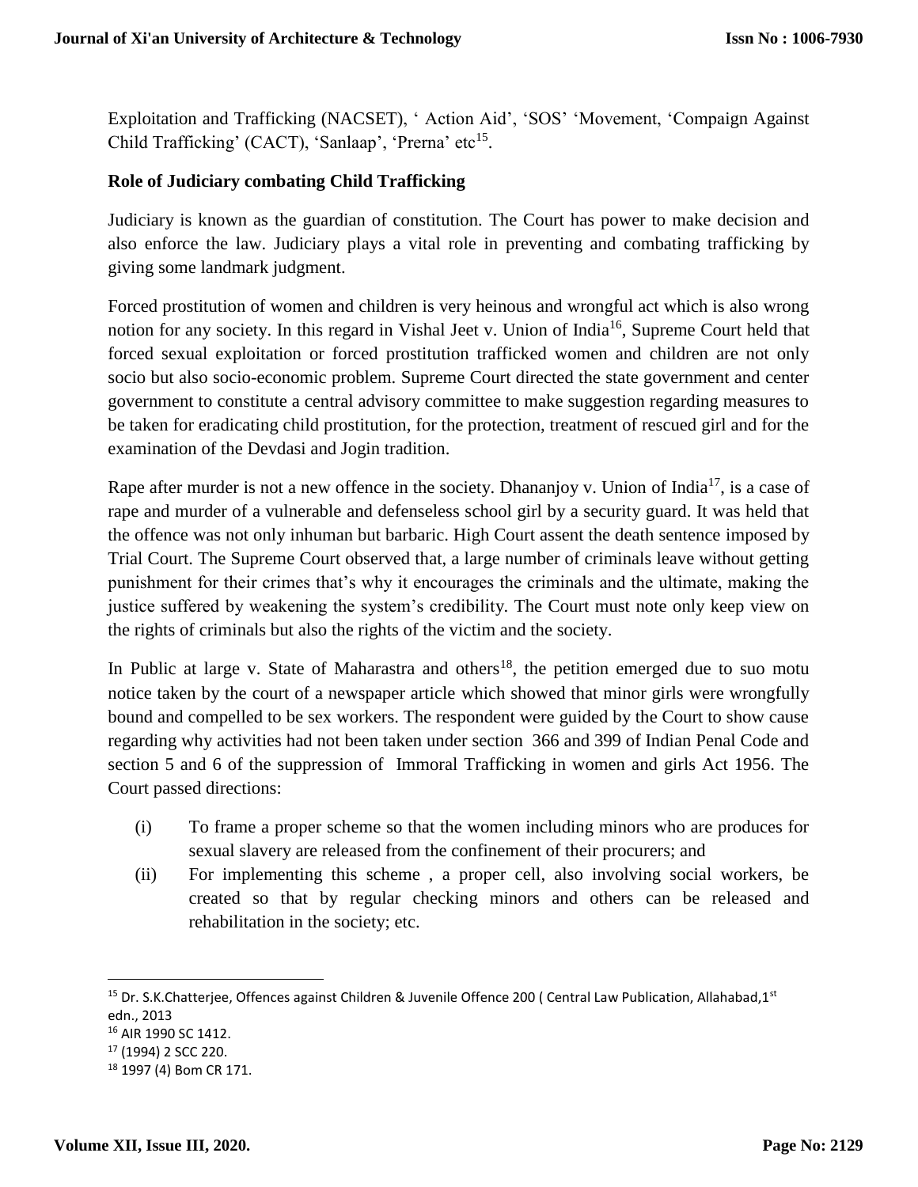Exploitation and Trafficking (NACSET), ' Action Aid', 'SOS' 'Movement, 'Compaign Against Child Trafficking' (CACT), 'Sanlaap', 'Prerna' etc[15].

**Role of Judiciary combating Child Trafficking**

Judiciary is known as the guardian of constitution. The Court has power to make decision and also enforce the law. Judiciary plays a vital role in preventing and combating trafficking by giving some landmark judgment.

Forced prostitution of women and children is very heinous and wrongful act which is also wrong notion for any society. In this regard in Vishal Jeet v. Union of India[16], Supreme Court held that forced sexual exploitation or forced prostitution trafficked women and children are not only socio but also socio-economic problem. Supreme Court directed the state government and center government to constitute a central advisory committee to make suggestion regarding measures to be taken for eradicating child prostitution, for the protection, treatment of rescued girl and for the examination of the Devdasi and Jogin tradition.

Rape after murder is not a new offence in the society. Dhananjoy v. Union of India[17], is a case of rape and murder of a vulnerable and defenseless school girl by a security guard. It was held that the offence was not only inhuman but barbaric. High Court assent the death sentence imposed by Trial Court. The Supreme Court observed that, a large number of criminals leave without getting punishment for their crimes that's why it encourages the criminals and the ultimate, making the justice suffered by weakening the system's credibility. The Court must note only keep view on the rights of criminals but also the rights of the victim and the society.

In Public at large v. State of Maharastra and others[18], the petition emerged due to suo motu notice taken by the court of a newspaper article which showed that minor girls were wrongfully bound and compelled to be sex workers. The respondent were guided by the Court to show cause regarding why activities had not been taken under section 366 and 399 of Indian Penal Code and section 5 and 6 of the suppression of Immoral Trafficking in women and girls Act 1956. The Court passed directions:

(i) To frame a proper scheme so that the women including minors who are produces for sexual slavery are released from the confinement of their procurers; and

(ii) For implementing this scheme , a proper cell, also involving social workers, be created so that by regular checking minors and others can be released and rehabilitation in the society; etc.

---

[15] Dr. S.K.Chatterjee, Offences against Children & Juvenile Offence 200 ( Central Law Publication, Allahabad,1st edn., 2013

[16] AIR 1990 SC 1412.

[17] (1994) 2 SCC 220.

[18] 1997 (4) Bom CR 171.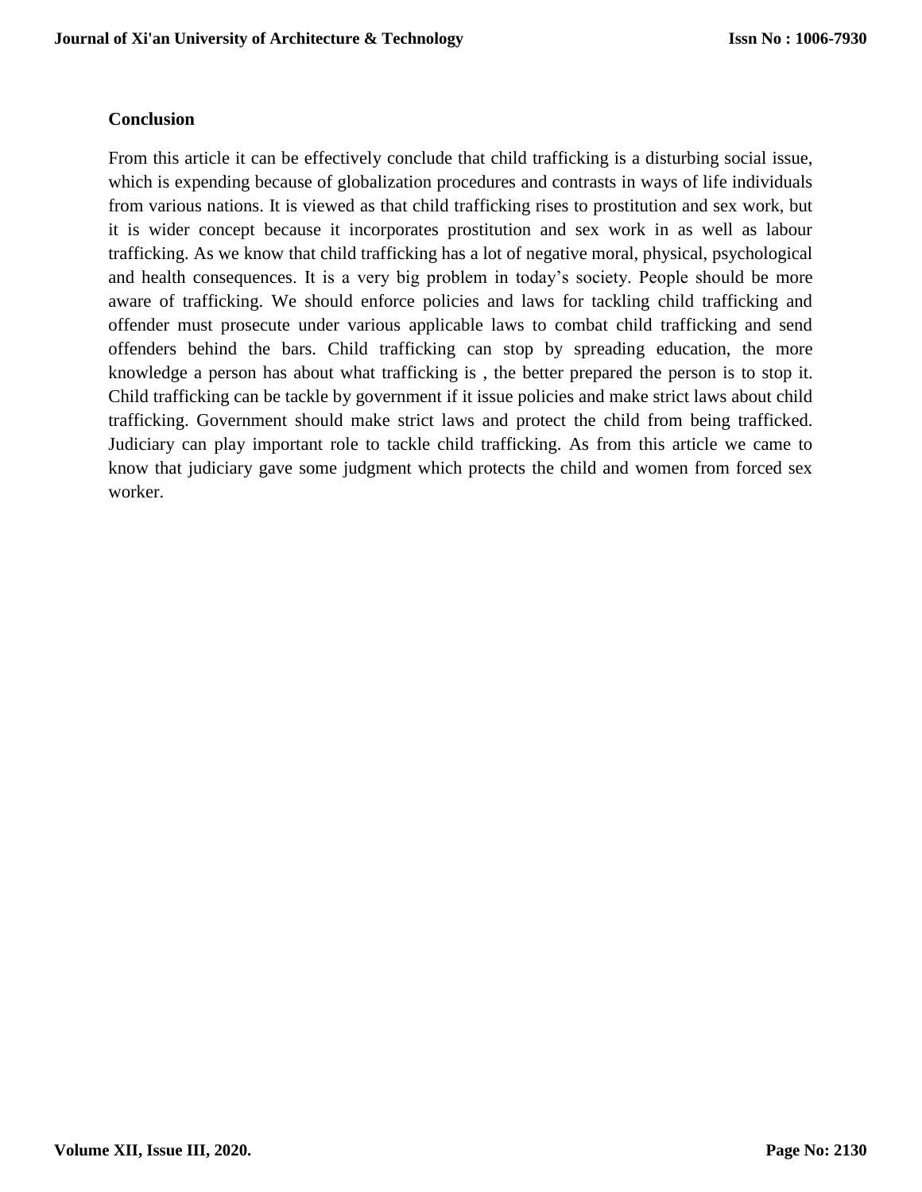## Conclusion

From this article it can be effectively conclude that child trafficking is a disturbing social issue, which is expending because of globalization procedures and contrasts in ways of life individuals from various nations. It is viewed as that child trafficking rises to prostitution and sex work, but it is wider concept because it incorporates prostitution and sex work in as well as labour trafficking. As we know that child trafficking has a lot of negative moral, physical, psychological and health consequences. It is a very big problem in today's society. People should be more aware of trafficking. We should enforce policies and laws for tackling child trafficking and offender must prosecute under various applicable laws to combat child trafficking and send offenders behind the bars. Child trafficking can stop by spreading education, the more knowledge a person has about what trafficking is , the better prepared the person is to stop it. Child trafficking can be tackle by government if it issue policies and make strict laws about child trafficking. Government should make strict laws and protect the child from being trafficked. Judiciary can play important role to tackle child trafficking. As from this article we came to know that judiciary gave some judgment which protects the child and women from forced sex worker.